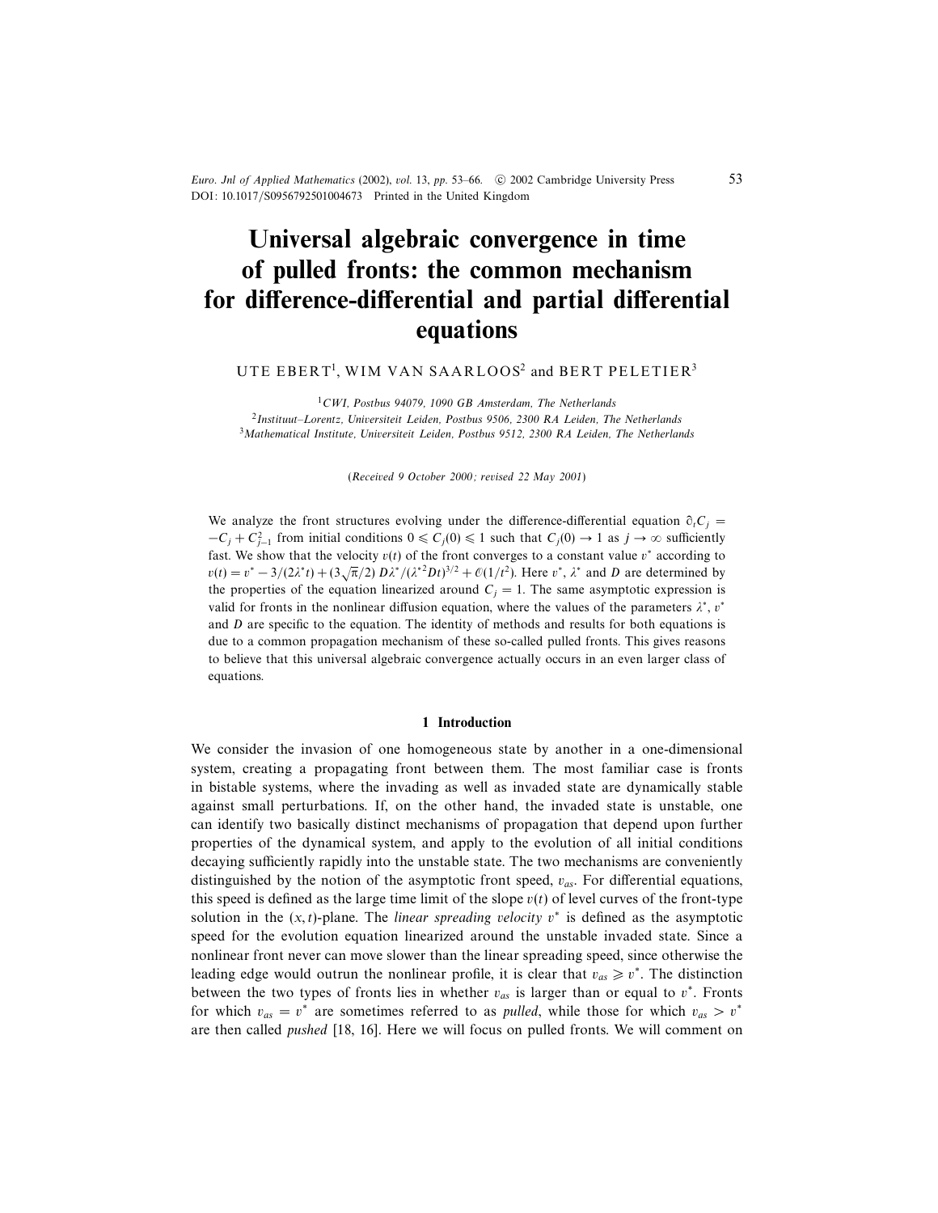# Universal algebraic convergence in time of pulled fronts: the common mechanism for difference-differential and partial differential equations

UTE EBERT[1], WIM VAN SAARLOOS[2] and BERT PELETIER[3]

[1] *CWI, Postbus 94079, 1090 GB Amsterdam, The Netherlands*
[2] *Instituut–Lorentz, Universiteit Leiden, Postbus 9506, 2300 RA Leiden, The Netherlands*
[3] *Mathematical Institute, Universiteit Leiden, Postbus 9512, 2300 RA Leiden, The Netherlands*

(*Received 9 October 2000; revised 22 May 2001*)

We analyze the front structures evolving under the difference-differential equation $\partial_t C_j = -C_j + C_{j-1}^2$ from initial conditions $0 \leqslant C_j(0) \leqslant 1$ such that $C_j(0) \to 1$ as $j \to \infty$ sufficiently fast. We show that the velocity $v(t)$ of the front converges to a constant value $v^*$ according to $v(t) = v^* - 3/(2\lambda^* t) + (3\sqrt{\pi}/2)\, D\lambda^*/(\lambda^{*2} D t)^{3/2} + \mathcal{O}(1/t^2)$. Here $v^*$, $\lambda^*$ and $D$ are determined by the properties of the equation linearized around $C_j = 1$. The same asymptotic expression is valid for fronts in the nonlinear diffusion equation, where the values of the parameters $\lambda^*$, $v^*$ and $D$ are specific to the equation. The identity of methods and results for both equations is due to a common propagation mechanism of these so-called pulled fronts. This gives reasons to believe that this universal algebraic convergence actually occurs in an even larger class of equations.

## 1 Introduction

We consider the invasion of one homogeneous state by another in a one-dimensional system, creating a propagating front between them. The most familiar case is fronts in bistable systems, where the invading as well as invaded state are dynamically stable against small perturbations. If, on the other hand, the invaded state is unstable, one can identify two basically distinct mechanisms of propagation that depend upon further properties of the dynamical system, and apply to the evolution of all initial conditions decaying sufficiently rapidly into the unstable state. The two mechanisms are conveniently distinguished by the notion of the asymptotic front speed, $v_{as}$. For differential equations, this speed is defined as the large time limit of the slope $v(t)$ of level curves of the front-type solution in the $(x,t)$-plane. The *linear spreading velocity* $v^*$ is defined as the asymptotic speed for the evolution equation linearized around the unstable invaded state. Since a nonlinear front never can move slower than the linear spreading speed, since otherwise the leading edge would outrun the nonlinear profile, it is clear that $v_{as} \geqslant v^*$. The distinction between the two types of fronts lies in whether $v_{as}$ is larger than or equal to $v^*$. Fronts for which $v_{as} = v^*$ are sometimes referred to as *pulled*, while those for which $v_{as} > v^*$ are then called *pushed* [18, 16]. Here we will focus on pulled fronts. We will comment on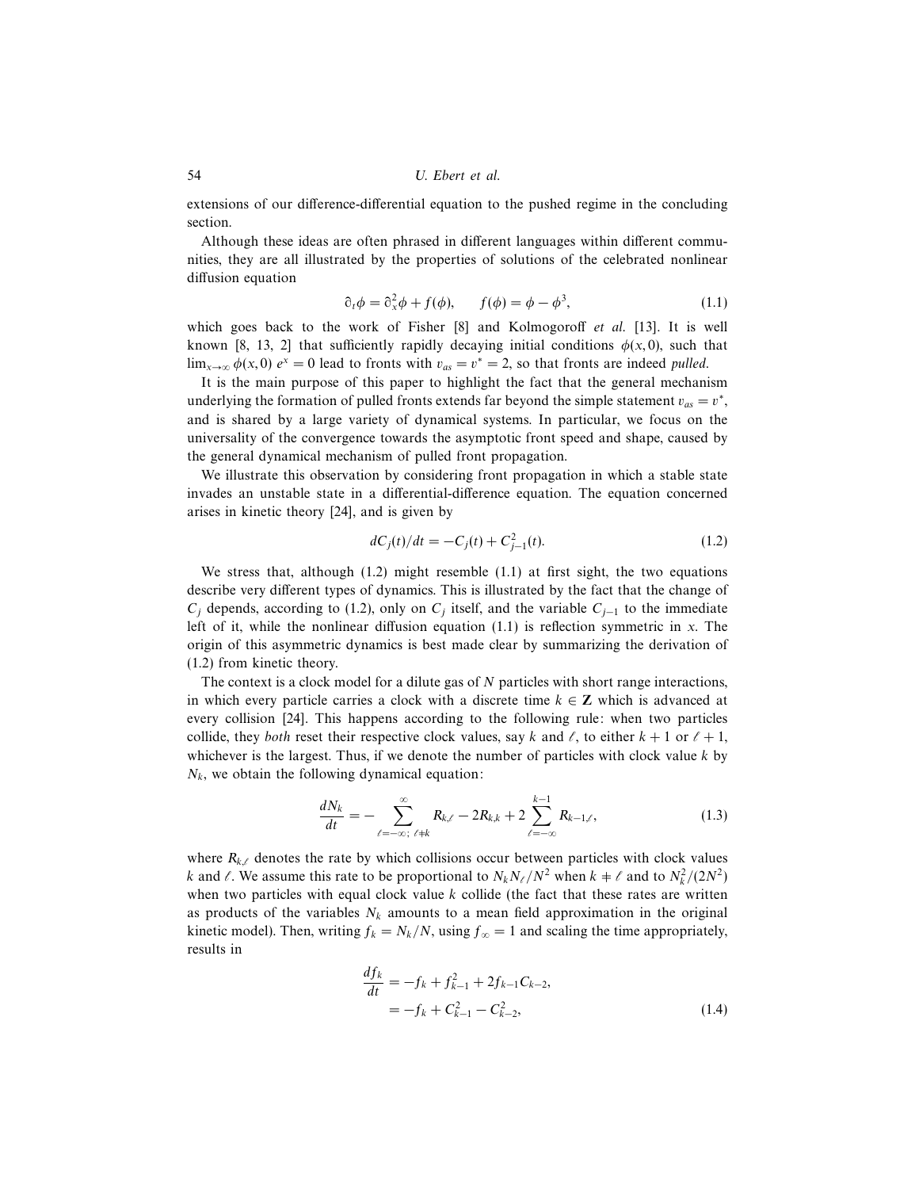extensions of our difference-differential equation to the pushed regime in the concluding section.

Although these ideas are often phrased in different languages within different communities, they are all illustrated by the properties of solutions of the celebrated nonlinear diffusion equation

$$\partial_t \phi = \partial_x^2 \phi + f(\phi), \qquad f(\phi) = \phi - \phi^3, \tag{1.1}$$

which goes back to the work of Fisher [8] and Kolmogoroff *et al.* [13]. It is well known [8, 13, 2] that sufficiently rapidly decaying initial conditions $\phi(x, 0)$, such that $\lim_{x\to\infty} \phi(x, 0)\, e^x = 0$ lead to fronts with $v_{as} = v^* = 2$, so that fronts are indeed *pulled*.

It is the main purpose of this paper to highlight the fact that the general mechanism underlying the formation of pulled fronts extends far beyond the simple statement $v_{as} = v^*$, and is shared by a large variety of dynamical systems. In particular, we focus on the universality of the convergence towards the asymptotic front speed and shape, caused by the general dynamical mechanism of pulled front propagation.

We illustrate this observation by considering front propagation in which a stable state invades an unstable state in a differential-difference equation. The equation concerned arises in kinetic theory [24], and is given by

$$dC_j(t)/dt = -C_j(t) + C_{j-1}^2(t). \tag{1.2}$$

We stress that, although (1.2) might resemble (1.1) at first sight, the two equations describe very different types of dynamics. This is illustrated by the fact that the change of $C_j$ depends, according to (1.2), only on $C_j$ itself, and the variable $C_{j-1}$ to the immediate left of it, while the nonlinear diffusion equation (1.1) is reflection symmetric in $x$. The origin of this asymmetric dynamics is best made clear by summarizing the derivation of (1.2) from kinetic theory.

The context is a clock model for a dilute gas of $N$ particles with short range interactions, in which every particle carries a clock with a discrete time $k \in \mathbf{Z}$ which is advanced at every collision [24]. This happens according to the following rule: when two particles collide, they *both* reset their respective clock values, say $k$ and $\ell$, to either $k+1$ or $\ell+1$, whichever is the largest. Thus, if we denote the number of particles with clock value $k$ by $N_k$, we obtain the following dynamical equation:

$$\frac{dN_k}{dt} = -\sum_{\ell=-\infty;\ \ell\neq k}^{\infty} R_{k,\ell} - 2R_{k,k} + 2\sum_{\ell=-\infty}^{k-1} R_{k-1,\ell}, \tag{1.3}$$

where $R_{k,\ell}$ denotes the rate by which collisions occur between particles with clock values $k$ and $\ell$. We assume this rate to be proportional to $N_k N_\ell / N^2$ when $k \neq \ell$ and to $N_k^2/(2N^2)$ when two particles with equal clock value $k$ collide (the fact that these rates are written as products of the variables $N_k$ amounts to a mean field approximation in the original kinetic model). Then, writing $f_k = N_k/N$, using $f_\infty = 1$ and scaling the time appropriately, results in

$$\begin{aligned} \frac{df_k}{dt} &= -f_k + f_{k-1}^2 + 2f_{k-1}C_{k-2}, \\ &= -f_k + C_{k-1}^2 - C_{k-2}^2, \end{aligned} \tag{1.4}$$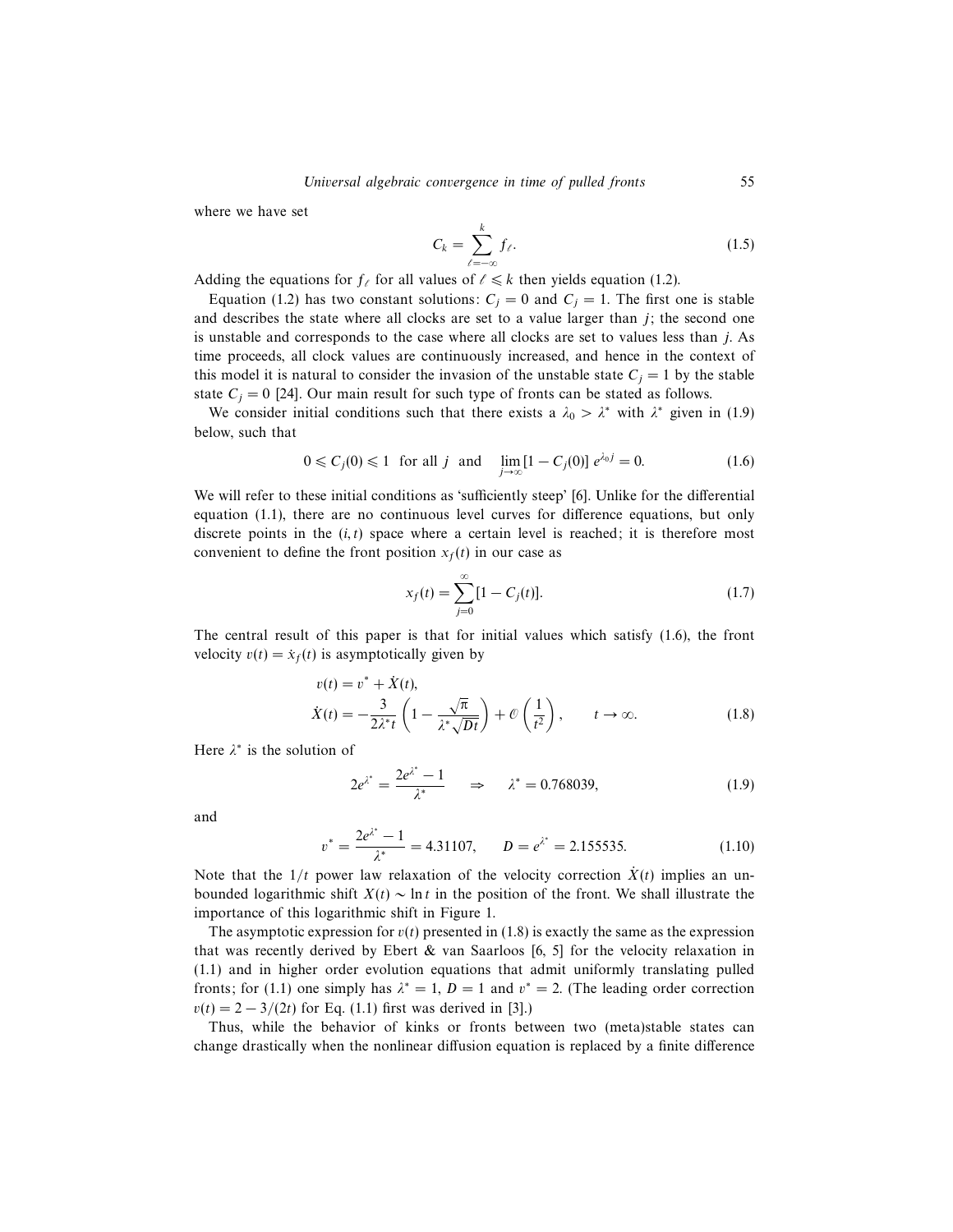where we have set

$$C_k = \sum_{\ell=-\infty}^{k} f_\ell. \tag{1.5}$$

Adding the equations for $f_\ell$ for all values of $\ell \leqslant k$ then yields equation (1.2).

Equation (1.2) has two constant solutions: $C_j = 0$ and $C_j = 1$. The first one is stable and describes the state where all clocks are set to a value larger than $j$; the second one is unstable and corresponds to the case where all clocks are set to values less than $j$. As time proceeds, all clock values are continuously increased, and hence in the context of this model it is natural to consider the invasion of the unstable state $C_j = 1$ by the stable state $C_j = 0$ [24]. Our main result for such type of fronts can be stated as follows.

We consider initial conditions such that there exists a $\lambda_0 > \lambda^*$ with $\lambda^*$ given in (1.9) below, such that

$$0 \leqslant C_j(0) \leqslant 1 \quad \text{for all } j \quad \text{and} \quad \lim_{j\to\infty} [1 - C_j(0)]\, e^{\lambda_0 j} = 0. \tag{1.6}$$

We will refer to these initial conditions as 'sufficiently steep' [6]. Unlike for the differential equation (1.1), there are no continuous level curves for difference equations, but only discrete points in the $(i, t)$ space where a certain level is reached; it is therefore most convenient to define the front position $x_f(t)$ in our case as

$$x_f(t) = \sum_{j=0}^{\infty} [1 - C_j(t)]. \tag{1.7}$$

The central result of this paper is that for initial values which satisfy (1.6), the front velocity $v(t) = \dot{x}_f(t)$ is asymptotically given by

$$\begin{aligned} v(t) &= v^* + \dot{X}(t), \\ \dot{X}(t) &= -\frac{3}{2\lambda^* t}\left(1 - \frac{\sqrt{\pi}}{\lambda^* \sqrt{Dt}}\right) + \mathcal{O}\left(\frac{1}{t^2}\right), \qquad t \to \infty. \end{aligned} \tag{1.8}$$

Here $\lambda^*$ is the solution of

$$2e^{\lambda^*} = \frac{2e^{\lambda^*} - 1}{\lambda^*} \quad \Rightarrow \quad \lambda^* = 0.768039, \tag{1.9}$$

and

$$v^* = \frac{2e^{\lambda^*} - 1}{\lambda^*} = 4.31107, \qquad D = e^{\lambda^*} = 2.155535. \tag{1.10}$$

Note that the $1/t$ power law relaxation of the velocity correction $\dot{X}(t)$ implies an unbounded logarithmic shift $X(t) \sim \ln t$ in the position of the front. We shall illustrate the importance of this logarithmic shift in Figure 1.

The asymptotic expression for $v(t)$ presented in (1.8) is exactly the same as the expression that was recently derived by Ebert & van Saarloos [6, 5] for the velocity relaxation in (1.1) and in higher order evolution equations that admit uniformly translating pulled fronts; for (1.1) one simply has $\lambda^* = 1$, $D = 1$ and $v^* = 2$. (The leading order correction $v(t) = 2 - 3/(2t)$ for Eq. (1.1) first was derived in [3].)

Thus, while the behavior of kinks or fronts between two (meta)stable states can change drastically when the nonlinear diffusion equation is replaced by a finite difference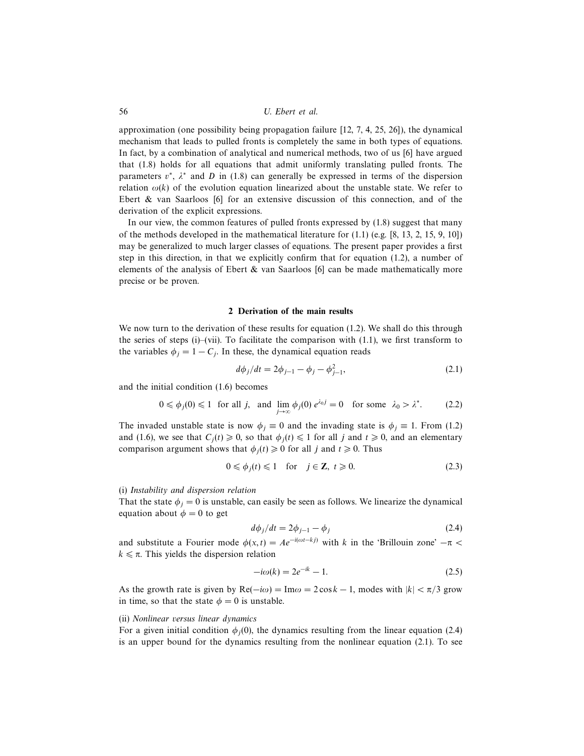approximation (one possibility being propagation failure [12, 7, 4, 25, 26]), the dynamical mechanism that leads to pulled fronts is completely the same in both types of equations. In fact, by a combination of analytical and numerical methods, two of us [6] have argued that (1.8) holds for all equations that admit uniformly translating pulled fronts. The parameters $v^*$, $\lambda^*$ and $D$ in (1.8) can generally be expressed in terms of the dispersion relation $\omega(k)$ of the evolution equation linearized about the unstable state. We refer to Ebert & van Saarloos [6] for an extensive discussion of this connection, and of the derivation of the explicit expressions.

In our view, the common features of pulled fronts expressed by (1.8) suggest that many of the methods developed in the mathematical literature for (1.1) (e.g. [8, 13, 2, 15, 9, 10]) may be generalized to much larger classes of equations. The present paper provides a first step in this direction, in that we explicitly confirm that for equation (1.2), a number of elements of the analysis of Ebert & van Saarloos [6] can be made mathematically more precise or be proven.

## 2 Derivation of the main results

We now turn to the derivation of these results for equation (1.2). We shall do this through the series of steps (i)–(vii). To facilitate the comparison with (1.1), we first transform to the variables $\phi_j = 1 - C_j$. In these, the dynamical equation reads

$$d\phi_j/dt = 2\phi_{j-1} - \phi_j - \phi_{j-1}^2, \tag{2.1}$$

and the initial condition (1.6) becomes

$$0 \leqslant \phi_j(0) \leqslant 1 \quad \text{for all } j, \quad \text{and} \quad \lim_{j\to\infty} \phi_j(0)\, e^{\lambda_0 j} = 0 \quad \text{for some} \quad \lambda_0 > \lambda^*. \tag{2.2}$$

The invaded unstable state is now $\phi_j \equiv 0$ and the invading state is $\phi_j \equiv 1$. From (1.2) and (1.6), we see that $C_j(t) \geqslant 0$, so that $\phi_j(t) \leqslant 1$ for all $j$ and $t \geqslant 0$, and an elementary comparison argument shows that $\phi_j(t) \geqslant 0$ for all $j$ and $t \geqslant 0$. Thus

$$0 \leqslant \phi_j(t) \leqslant 1 \quad \text{for} \quad j \in \mathbf{Z},\ t \geqslant 0. \tag{2.3}$$

(i) *Instability and dispersion relation*

That the state $\phi_j = 0$ is unstable, can easily be seen as follows. We linearize the dynamical equation about $\phi = 0$ to get

$$d\phi_j/dt = 2\phi_{j-1} - \phi_j \tag{2.4}$$

and substitute a Fourier mode $\phi(x,t) = Ae^{-i(\omega t - kj)}$ with $k$ in the 'Brillouin zone' $-\pi < k \leqslant \pi$. This yields the dispersion relation

$$-i\omega(k) = 2e^{-ik} - 1. \tag{2.5}$$

As the growth rate is given by $\mathrm{Re}(-i\omega) = \mathrm{Im}\omega = 2\cos k - 1$, modes with $|k| < \pi/3$ grow in time, so that the state $\phi = 0$ is unstable.

(ii) *Nonlinear versus linear dynamics*

For a given initial condition $\phi_j(0)$, the dynamics resulting from the linear equation (2.4) is an upper bound for the dynamics resulting from the nonlinear equation (2.1). To see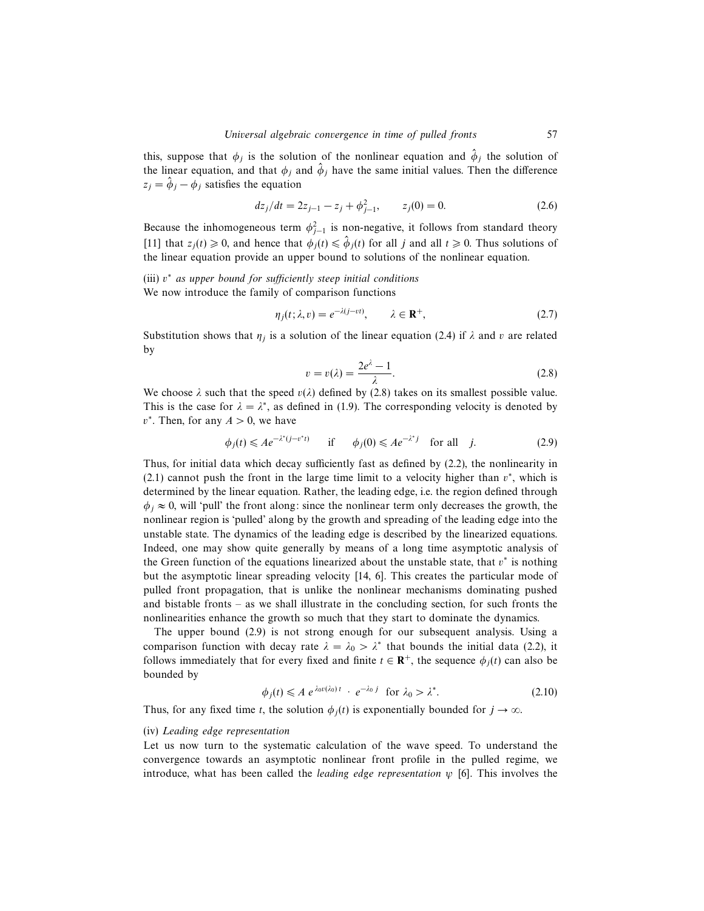this, suppose that $\phi_j$ is the solution of the nonlinear equation and $\hat{\phi}_j$ the solution of the linear equation, and that $\phi_j$ and $\hat{\phi}_j$ have the same initial values. Then the difference $z_j = \hat{\phi}_j - \phi_j$ satisfies the equation

$$dz_j/dt = 2z_{j-1} - z_j + \phi_{j-1}^2, \qquad z_j(0) = 0. \tag{2.6}$$

Because the inhomogeneous term $\phi_{j-1}^2$ is non-negative, it follows from standard theory [11] that $z_j(t) \geqslant 0$, and hence that $\phi_j(t) \leqslant \hat{\phi}_j(t)$ for all $j$ and all $t \geqslant 0$. Thus solutions of the linear equation provide an upper bound to solutions of the nonlinear equation.

(iii) *$v^*$ as upper bound for sufficiently steep initial conditions*
We now introduce the family of comparison functions

$$\eta_j(t; \lambda, v) = e^{-\lambda(j - vt)}, \qquad \lambda \in \mathbf{R}^+, \tag{2.7}$$

Substitution shows that $\eta_j$ is a solution of the linear equation (2.4) if $\lambda$ and $v$ are related by

$$v = v(\lambda) = \frac{2e^{\lambda} - 1}{\lambda}. \tag{2.8}$$

We choose $\lambda$ such that the speed $v(\lambda)$ defined by (2.8) takes on its smallest possible value. This is the case for $\lambda = \lambda^*$, as defined in (1.9). The corresponding velocity is denoted by $v^*$. Then, for any $A > 0$, we have

$$\phi_j(t) \leqslant A e^{-\lambda^*(j - v^* t)} \quad \text{ if } \quad \phi_j(0) \leqslant A e^{-\lambda^* j} \quad \text{for all} \quad j. \tag{2.9}$$

Thus, for initial data which decay sufficiently fast as defined by (2.2), the nonlinearity in (2.1) cannot push the front in the large time limit to a velocity higher than $v^*$, which is determined by the linear equation. Rather, the leading edge, i.e. the region defined through $\phi_j \approx 0$, will 'pull' the front along: since the nonlinear term only decreases the growth, the nonlinear region is 'pulled' along by the growth and spreading of the leading edge into the unstable state. The dynamics of the leading edge is described by the linearized equations. Indeed, one may show quite generally by means of a long time asymptotic analysis of the Green function of the equations linearized about the unstable state, that $v^*$ is nothing but the asymptotic linear spreading velocity [14, 6]. This creates the particular mode of pulled front propagation, that is unlike the nonlinear mechanisms dominating pushed and bistable fronts – as we shall illustrate in the concluding section, for such fronts the nonlinearities enhance the growth so much that they start to dominate the dynamics.

The upper bound (2.9) is not strong enough for our subsequent analysis. Using a comparison function with decay rate $\lambda = \lambda_0 > \lambda^*$ that bounds the initial data (2.2), it follows immediately that for every fixed and finite $t \in \mathbf{R}^+$, the sequence $\phi_j(t)$ can also be bounded by

$$\phi_j(t) \leqslant A\, e^{\lambda_0 v(\lambda_0)\, t} \cdot e^{-\lambda_0\, j} \quad \text{for } \lambda_0 > \lambda^*. \tag{2.10}$$

Thus, for any fixed time $t$, the solution $\phi_j(t)$ is exponentially bounded for $j \to \infty$.

(iv) *Leading edge representation*
Let us now turn to the systematic calculation of the wave speed. To understand the convergence towards an asymptotic nonlinear front profile in the pulled regime, we introduce, what has been called the *leading edge representation* $\psi$ [6]. This involves the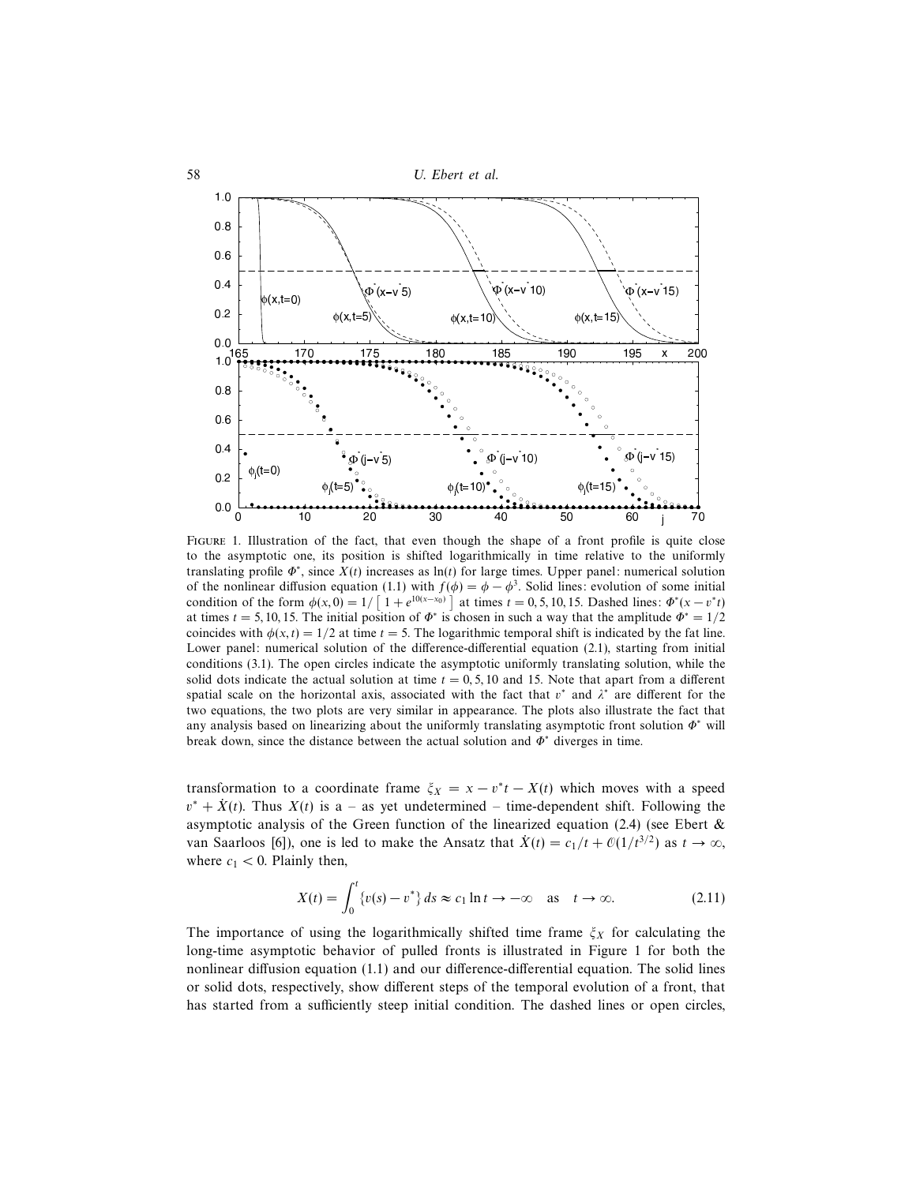FIGURE 1. Illustration of the fact, that even though the shape of a front profile is quite close to the asymptotic one, its position is shifted logarithmically in time relative to the uniformly translating profile $\Phi^*$, since $X(t)$ increases as $\ln(t)$ for large times. Upper panel: numerical solution of the nonlinear diffusion equation (1.1) with $f(\phi) = \phi - \phi^3$. Solid lines: evolution of some initial condition of the form $\phi(x, 0) = 1/\left[1 + e^{10(x-x_0)}\right]$ at times $t = 0, 5, 10, 15$. Dashed lines: $\Phi^*(x - v^*t)$ at times $t = 5, 10, 15$. The initial position of $\Phi^*$ is chosen in such a way that the amplitude $\Phi^* = 1/2$ coincides with $\phi(x, t) = 1/2$ at time $t = 5$. The logarithmic temporal shift is indicated by the fat line. Lower panel: numerical solution of the difference-differential equation (2.1), starting from initial conditions (3.1). The open circles indicate the asymptotic uniformly translating solution, while the solid dots indicate the actual solution at time $t = 0, 5, 10$ and 15. Note that apart from a different spatial scale on the horizontal axis, associated with the fact that $v^*$ and $\lambda^*$ are different for the two equations, the two plots are very similar in appearance. The plots also illustrate the fact that any analysis based on linearizing about the uniformly translating asymptotic front solution $\Phi^*$ will break down, since the distance between the actual solution and $\Phi^*$ diverges in time.

transformation to a coordinate frame $\xi_X = x - v^*t - X(t)$ which moves with a speed $v^* + \dot{X}(t)$. Thus $X(t)$ is a – as yet undetermined – time-dependent shift. Following the asymptotic analysis of the Green function of the linearized equation (2.4) (see Ebert & van Saarloos [6]), one is led to make the Ansatz that $\dot{X}(t) = c_1/t + \mathcal{O}(1/t^{3/2})$ as $t \to \infty$, where $c_1 < 0$. Plainly then,

$$X(t) = \int_0^t \{v(s) - v^*\}\, ds \approx c_1 \ln t \to -\infty \quad \text{as} \quad t \to \infty. \tag{2.11}$$

The importance of using the logarithmically shifted time frame $\xi_X$ for calculating the long-time asymptotic behavior of pulled fronts is illustrated in Figure 1 for both the nonlinear diffusion equation (1.1) and our difference-differential equation. The solid lines or solid dots, respectively, show different steps of the temporal evolution of a front, that has started from a sufficiently steep initial condition. The dashed lines or open circles,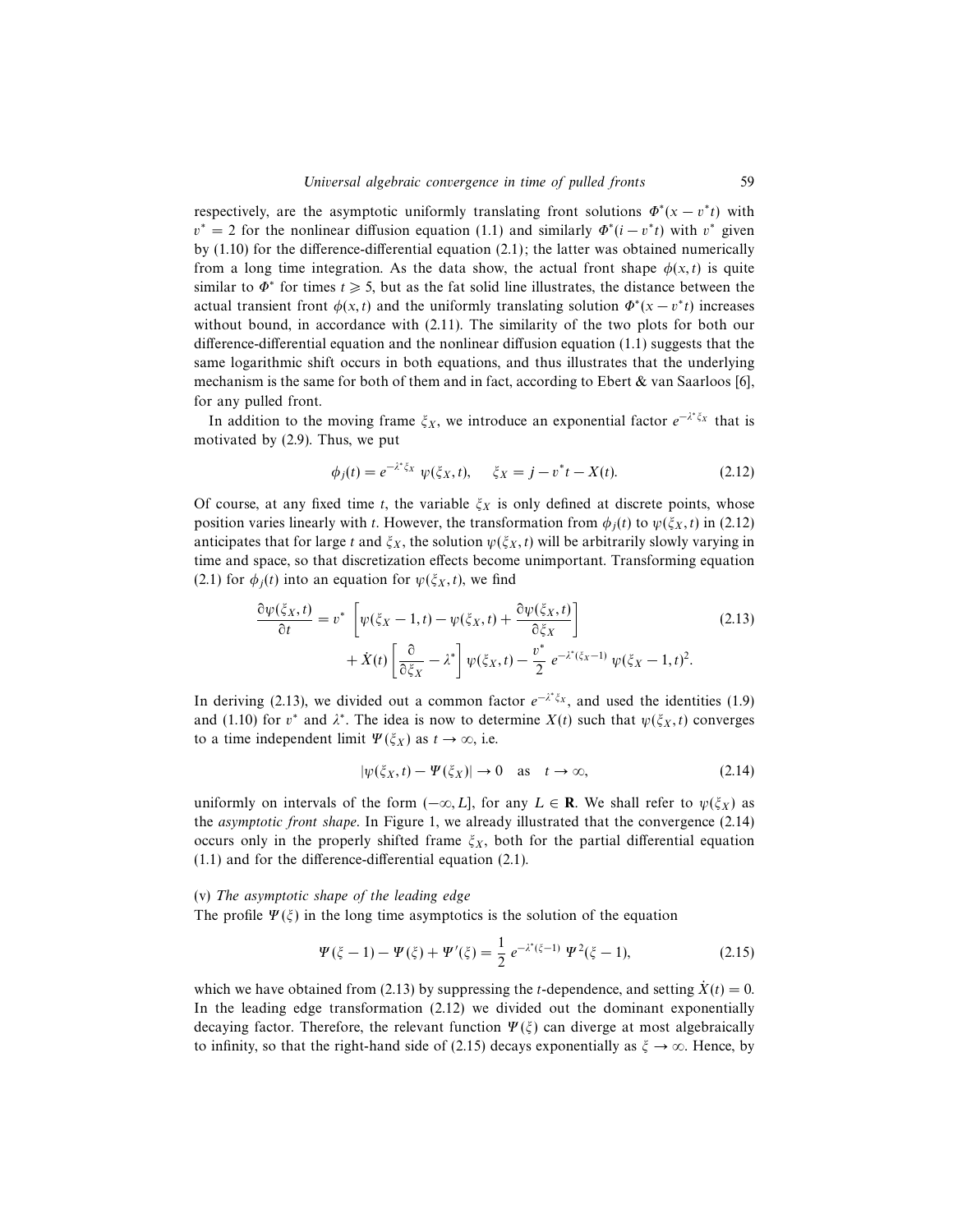respectively, are the asymptotic uniformly translating front solutions $\Phi^*(x - v^*t)$ with $v^* = 2$ for the nonlinear diffusion equation (1.1) and similarly $\Phi^*(i - v^*t)$ with $v^*$ given by (1.10) for the difference-differential equation (2.1); the latter was obtained numerically from a long time integration. As the data show, the actual front shape $\phi(x, t)$ is quite similar to $\Phi^*$ for times $t \geqslant 5$, but as the fat solid line illustrates, the distance between the actual transient front $\phi(x, t)$ and the uniformly translating solution $\Phi^*(x - v^*t)$ increases without bound, in accordance with (2.11). The similarity of the two plots for both our difference-differential equation and the nonlinear diffusion equation (1.1) suggests that the same logarithmic shift occurs in both equations, and thus illustrates that the underlying mechanism is the same for both of them and in fact, according to Ebert & van Saarloos [6], for any pulled front.

In addition to the moving frame $\xi_X$, we introduce an exponential factor $e^{-\lambda^*\xi_X}$ that is motivated by (2.9). Thus, we put

$$\phi_j(t) = e^{-\lambda^*\xi_X}\,\psi(\xi_X, t), \qquad \xi_X = j - v^*t - X(t). \tag{2.12}$$

Of course, at any fixed time $t$, the variable $\xi_X$ is only defined at discrete points, whose position varies linearly with $t$. However, the transformation from $\phi_j(t)$ to $\psi(\xi_X, t)$ in (2.12) anticipates that for large $t$ and $\xi_X$, the solution $\psi(\xi_X, t)$ will be arbitrarily slowly varying in time and space, so that discretization effects become unimportant. Transforming equation (2.1) for $\phi_j(t)$ into an equation for $\psi(\xi_X, t)$, we find

$$\begin{aligned}\frac{\partial\psi(\xi_X, t)}{\partial t} &= v^*\left[\psi(\xi_X - 1, t) - \psi(\xi_X, t) + \frac{\partial\psi(\xi_X, t)}{\partial\xi_X}\right] \\ &\quad + \dot{X}(t)\left[\frac{\partial}{\partial\xi_X} - \lambda^*\right]\psi(\xi_X, t) - \frac{v^*}{2}\,e^{-\lambda^*(\xi_X - 1)}\,\psi(\xi_X - 1, t)^2.\end{aligned} \tag{2.13}$$

In deriving (2.13), we divided out a common factor $e^{-\lambda^*\xi_X}$, and used the identities (1.9) and (1.10) for $v^*$ and $\lambda^*$. The idea is now to determine $X(t)$ such that $\psi(\xi_X, t)$ converges to a time independent limit $\Psi(\xi_X)$ as $t \to \infty$, i.e.

$$|\psi(\xi_X, t) - \Psi(\xi_X)| \to 0 \quad \text{as} \quad t \to \infty, \tag{2.14}$$

uniformly on intervals of the form $(-\infty, L]$, for any $L \in \mathbf{R}$. We shall refer to $\psi(\xi_X)$ as the *asymptotic front shape*. In Figure 1, we already illustrated that the convergence (2.14) occurs only in the properly shifted frame $\xi_X$, both for the partial differential equation (1.1) and for the difference-differential equation (2.1).

(v) *The asymptotic shape of the leading edge*

The profile $\Psi(\xi)$ in the long time asymptotics is the solution of the equation

$$\Psi(\xi - 1) - \Psi(\xi) + \Psi'(\xi) = \frac{1}{2}\,e^{-\lambda^*(\xi - 1)}\,\Psi^2(\xi - 1), \tag{2.15}$$

which we have obtained from (2.13) by suppressing the $t$-dependence, and setting $\dot{X}(t) = 0$. In the leading edge transformation (2.12) we divided out the dominant exponentially decaying factor. Therefore, the relevant function $\Psi(\xi)$ can diverge at most algebraically to infinity, so that the right-hand side of (2.15) decays exponentially as $\xi \to \infty$. Hence, by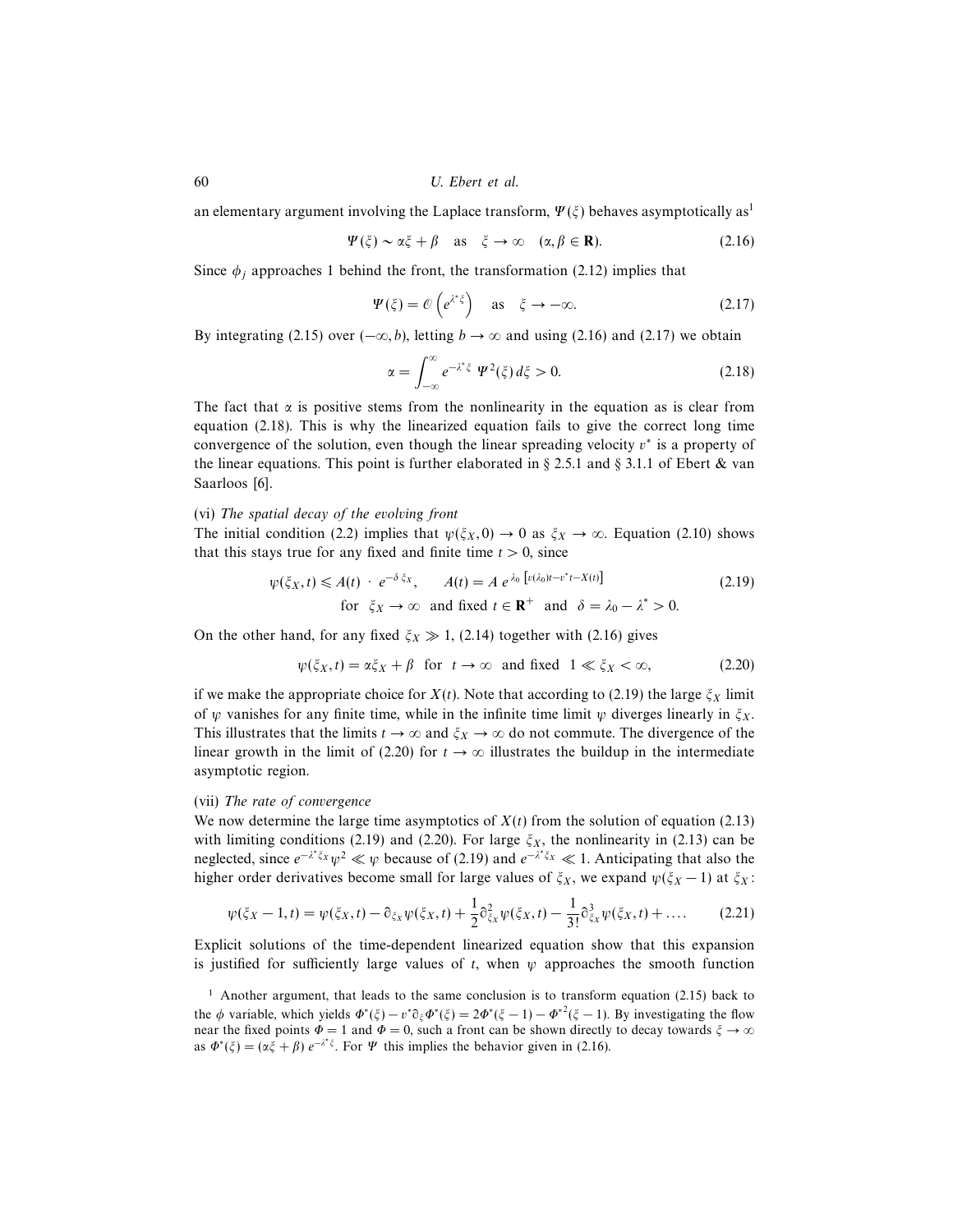an elementary argument involving the Laplace transform, $\Psi(\xi)$ behaves asymptotically as[1]

$$\Psi(\xi) \sim \alpha\xi + \beta \quad \text{as} \quad \xi \to \infty \quad (\alpha, \beta \in \mathbf{R}). \tag{2.16}$$

Since $\phi_j$ approaches 1 behind the front, the transformation (2.12) implies that

$$\Psi(\xi) = \mathcal{O}\left(e^{\lambda^* \xi}\right) \quad \text{as} \quad \xi \to -\infty. \tag{2.17}$$

By integrating (2.15) over $(-\infty, b)$, letting $b \to \infty$ and using (2.16) and (2.17) we obtain

$$\alpha = \int_{-\infty}^{\infty} e^{-\lambda^* \xi} \, \Psi^2(\xi) \, d\xi > 0. \tag{2.18}$$

The fact that $\alpha$ is positive stems from the nonlinearity in the equation as is clear from equation (2.18). This is why the linearized equation fails to give the correct long time convergence of the solution, even though the linear spreading velocity $v^*$ is a property of the linear equations. This point is further elaborated in § 2.5.1 and § 3.1.1 of Ebert & van Saarloos [6].

(vi) *The spatial decay of the evolving front*

The initial condition (2.2) implies that $\psi(\xi_X, 0) \to 0$ as $\xi_X \to \infty$. Equation (2.10) shows that this stays true for any fixed and finite time $t > 0$, since

$$\psi(\xi_X, t) \leqslant A(t) \cdot e^{-\delta \, \xi_X}, \qquad A(t) = A \, e^{\lambda_0 \left[v(\lambda_0)t - v^* t - X(t)\right]} \tag{2.19}$$
$$\text{for} \quad \xi_X \to \infty \quad \text{and fixed } t \in \mathbf{R}^+ \quad \text{and} \quad \delta = \lambda_0 - \lambda^* > 0.$$

On the other hand, for any fixed $\xi_X \gg 1$, (2.14) together with (2.16) gives

$$\psi(\xi_X, t) = \alpha\xi_X + \beta \quad \text{for} \quad t \to \infty \quad \text{and fixed} \quad 1 \ll \xi_X < \infty, \tag{2.20}$$

if we make the appropriate choice for $X(t)$. Note that according to (2.19) the large $\xi_X$ limit of $\psi$ vanishes for any finite time, while in the infinite time limit $\psi$ diverges linearly in $\xi_X$. This illustrates that the limits $t \to \infty$ and $\xi_X \to \infty$ do not commute. The divergence of the linear growth in the limit of (2.20) for $t \to \infty$ illustrates the buildup in the intermediate asymptotic region.

(vii) *The rate of convergence*

We now determine the large time asymptotics of $X(t)$ from the solution of equation (2.13) with limiting conditions (2.19) and (2.20). For large $\xi_X$, the nonlinearity in (2.13) can be neglected, since $e^{-\lambda^* \xi_X} \psi^2 \ll \psi$ because of (2.19) and $e^{-\lambda^* \xi_X} \ll 1$. Anticipating that also the higher order derivatives become small for large values of $\xi_X$, we expand $\psi(\xi_X - 1)$ at $\xi_X$:

$$\psi(\xi_X - 1, t) = \psi(\xi_X, t) - \partial_{\xi_X}\psi(\xi_X, t) + \frac{1}{2}\partial_{\xi_X}^2\psi(\xi_X, t) - \frac{1}{3!}\partial_{\xi_X}^3\psi(\xi_X, t) + \ldots. \tag{2.21}$$

Explicit solutions of the time-dependent linearized equation show that this expansion is justified for sufficiently large values of $t$, when $\psi$ approaches the smooth function

[1] Another argument, that leads to the same conclusion is to transform equation (2.15) back to the $\phi$ variable, which yields $\Phi^*(\xi) - v^* \partial_\xi \Phi^*(\xi) = 2\Phi^*(\xi - 1) - \Phi^{*2}(\xi - 1)$. By investigating the flow near the fixed points $\Phi = 1$ and $\Phi = 0$, such a front can be shown directly to decay towards $\xi \to \infty$ as $\Phi^*(\xi) = (\alpha\xi + \beta) \, e^{-\lambda^* \xi}$. For $\Psi$ this implies the behavior given in (2.16).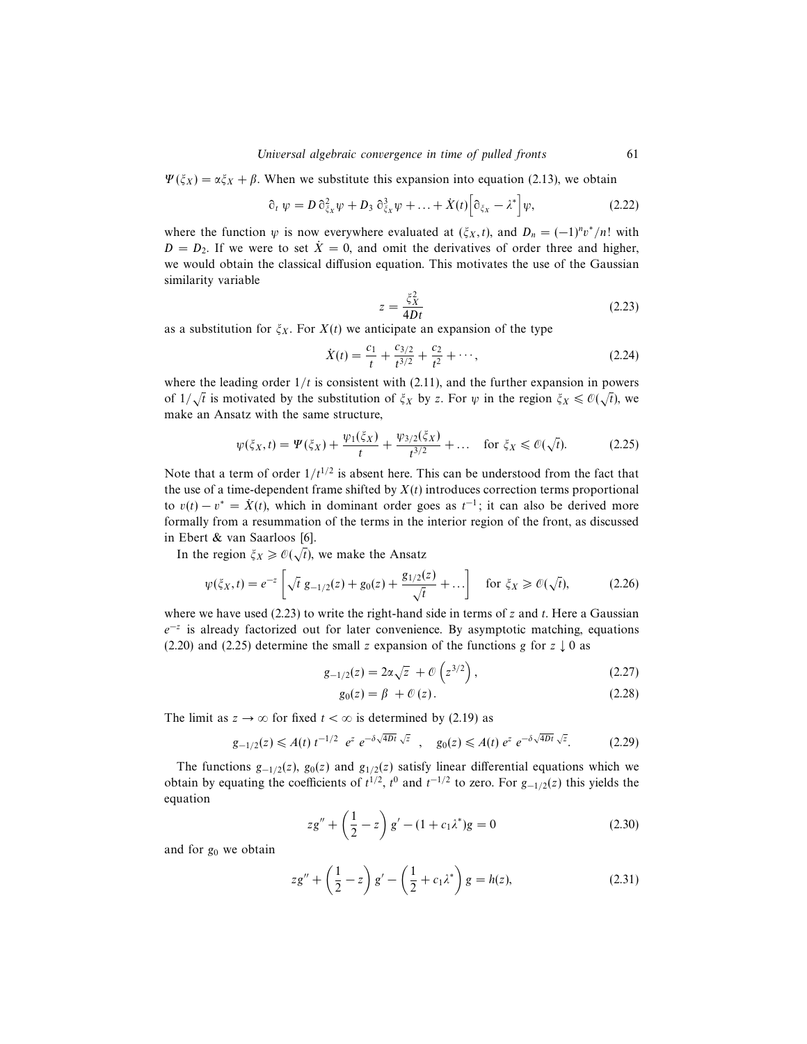$\Psi(\xi_X) = \alpha\xi_X + \beta$. When we substitute this expansion into equation (2.13), we obtain

$$\partial_t\, \psi = D\, \partial^2_{\xi_X} \psi + D_3\, \partial^3_{\xi_X} \psi + \ldots + \dot{X}(t) \Big[ \partial_{\xi_X} - \lambda^* \Big] \psi, \tag{2.22}$$

where the function $\psi$ is now everywhere evaluated at $(\xi_X, t)$, and $D_n = (-1)^n v^*/n!$ with $D = D_2$. If we were to set $\dot{X} = 0$, and omit the derivatives of order three and higher, we would obtain the classical diffusion equation. This motivates the use of the Gaussian similarity variable

$$z = \frac{\xi_X^2}{4Dt} \tag{2.23}$$

as a substitution for $\xi_X$. For $X(t)$ we anticipate an expansion of the type

$$\dot{X}(t) = \frac{c_1}{t} + \frac{c_{3/2}}{t^{3/2}} + \frac{c_2}{t^2} + \cdots, \tag{2.24}$$

where the leading order $1/t$ is consistent with (2.11), and the further expansion in powers of $1/\sqrt{t}$ is motivated by the substitution of $\xi_X$ by $z$. For $\psi$ in the region $\xi_X \leqslant \mathcal{O}(\sqrt{t})$, we make an Ansatz with the same structure,

$$\psi(\xi_X, t) = \Psi(\xi_X) + \frac{\psi_1(\xi_X)}{t} + \frac{\psi_{3/2}(\xi_X)}{t^{3/2}} + \ldots \quad \text{for } \xi_X \leqslant \mathcal{O}(\sqrt{t}). \tag{2.25}$$

Note that a term of order $1/t^{1/2}$ is absent here. This can be understood from the fact that the use of a time-dependent frame shifted by $X(t)$ introduces correction terms proportional to $v(t) - v^* = \dot{X}(t)$, which in dominant order goes as $t^{-1}$; it can also be derived more formally from a resummation of the terms in the interior region of the front, as discussed in Ebert & van Saarloos [6].

In the region $\xi_X \geqslant \mathcal{O}(\sqrt{t})$, we make the Ansatz

$$\psi(\xi_X, t) = e^{-z} \left[ \sqrt{t}\, g_{-1/2}(z) + g_0(z) + \frac{g_{1/2}(z)}{\sqrt{t}} + \ldots \right] \quad \text{for } \xi_X \geqslant \mathcal{O}(\sqrt{t}), \tag{2.26}$$

where we have used (2.23) to write the right-hand side in terms of $z$ and $t$. Here a Gaussian $e^{-z}$ is already factorized out for later convenience. By asymptotic matching, equations (2.20) and (2.25) determine the small $z$ expansion of the functions $g$ for $z \downarrow 0$ as

$$g_{-1/2}(z) = 2\alpha\sqrt{z} \; + \mathcal{O}\left(z^{3/2}\right), \tag{2.27}$$

$$g_0(z) = \beta \; + \mathcal{O}\left(z\right). \tag{2.28}$$

The limit as $z \to \infty$ for fixed $t < \infty$ is determined by (2.19) as

$$g_{-1/2}(z) \leqslant A(t)\, t^{-1/2} \;\; e^z \; e^{-\delta\sqrt{4Dt}\,\sqrt{z}} \quad , \quad g_0(z) \leqslant A(t)\, e^z\, e^{-\delta\sqrt{4Dt}\,\sqrt{z}}. \tag{2.29}$$

The functions $g_{-1/2}(z)$, $g_0(z)$ and $g_{1/2}(z)$ satisfy linear differential equations which we obtain by equating the coefficients of $t^{1/2}$, $t^0$ and $t^{-1/2}$ to zero. For $g_{-1/2}(z)$ this yields the equation

$$z g'' + \left(\frac{1}{2} - z\right) g' - (1 + c_1\lambda^*) g = 0 \tag{2.30}$$

and for $g_0$ we obtain

$$z g'' + \left(\frac{1}{2} - z\right) g' - \left(\frac{1}{2} + c_1\lambda^*\right) g = h(z), \tag{2.31}$$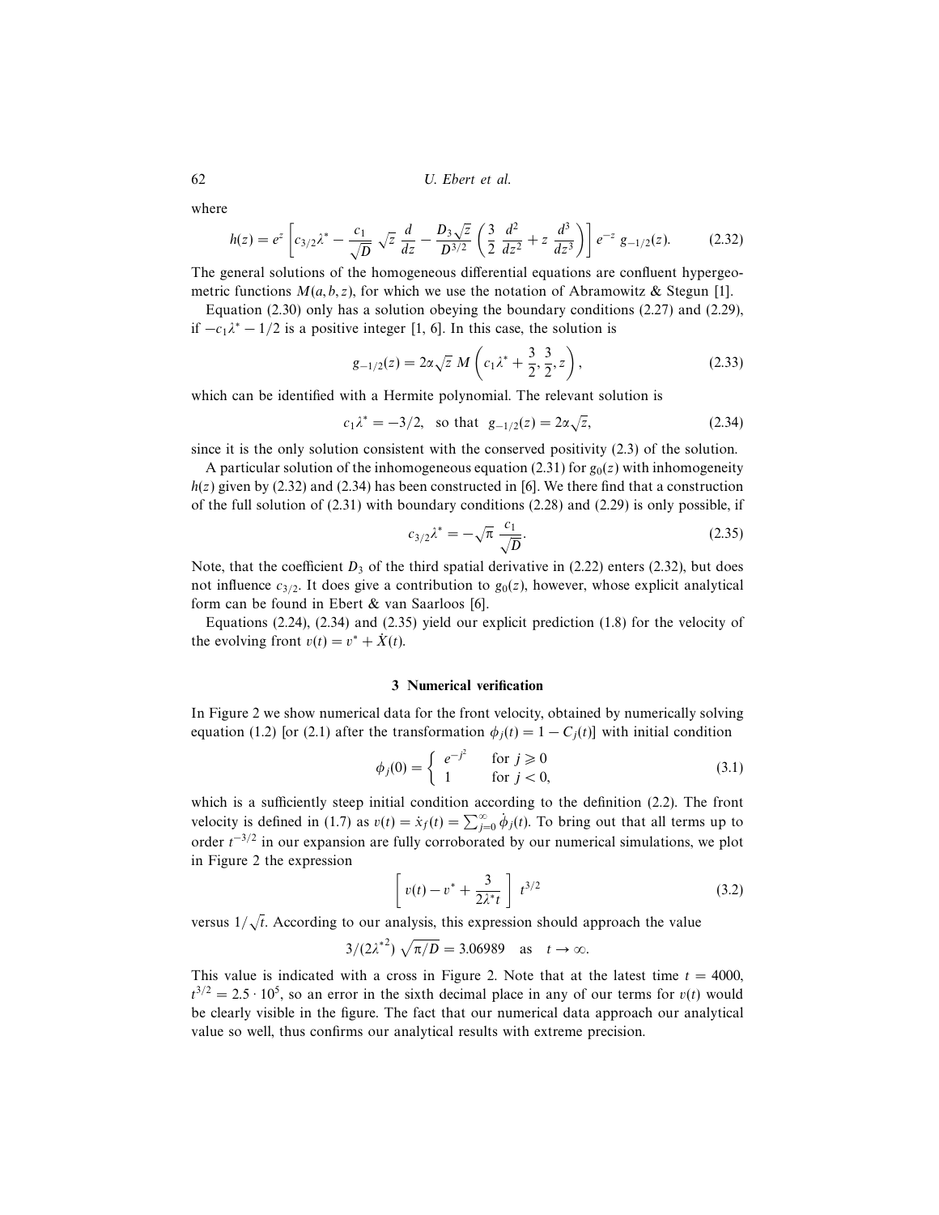where

$$h(z) = e^z \left[ c_{3/2}\lambda^* - \frac{c_1}{\sqrt{D}} \sqrt{z} \frac{d}{dz} - \frac{D_3\sqrt{z}}{D^{3/2}} \left( \frac{3}{2} \frac{d^2}{dz^2} + z \frac{d^3}{dz^3} \right) \right] e^{-z} g_{-1/2}(z). \tag{2.32}$$

The general solutions of the homogeneous differential equations are confluent hypergeometric functions $M(a, b, z)$, for which we use the notation of Abramowitz & Stegun [1].

Equation (2.30) only has a solution obeying the boundary conditions (2.27) and (2.29), if $-c_1\lambda^* - 1/2$ is a positive integer [1, 6]. In this case, the solution is

$$g_{-1/2}(z) = 2\alpha\sqrt{z}\, M\left(c_1\lambda^* + \frac{3}{2}, \frac{3}{2}, z\right), \tag{2.33}$$

which can be identified with a Hermite polynomial. The relevant solution is

$$c_1\lambda^* = -3/2, \quad \text{so that} \quad g_{-1/2}(z) = 2\alpha\sqrt{z}, \tag{2.34}$$

since it is the only solution consistent with the conserved positivity (2.3) of the solution.

A particular solution of the inhomogeneous equation (2.31) for $g_0(z)$ with inhomogeneity $h(z)$ given by (2.32) and (2.34) has been constructed in [6]. We there find that a construction of the full solution of (2.31) with boundary conditions (2.28) and (2.29) is only possible, if

$$c_{3/2}\lambda^* = -\sqrt{\pi}\, \frac{c_1}{\sqrt{D}}. \tag{2.35}$$

Note, that the coefficient $D_3$ of the third spatial derivative in (2.22) enters (2.32), but does not influence $c_{3/2}$. It does give a contribution to $g_0(z)$, however, whose explicit analytical form can be found in Ebert & van Saarloos [6].

Equations (2.24), (2.34) and (2.35) yield our explicit prediction (1.8) for the velocity of the evolving front $v(t) = v^* + \dot{X}(t)$.

## 3 Numerical verification

In Figure 2 we show numerical data for the front velocity, obtained by numerically solving equation (1.2) [or (2.1) after the transformation $\phi_j(t) = 1 - C_j(t)$] with initial condition

$$\phi_j(0) = \begin{cases} e^{-j^2} & \text{for } j \geqslant 0 \\ 1 & \text{for } j < 0, \end{cases} \tag{3.1}$$

which is a sufficiently steep initial condition according to the definition (2.2). The front velocity is defined in (1.7) as $v(t) = \dot{x}_f(t) = \sum_{j=0}^{\infty} \dot{\phi}_j(t)$. To bring out that all terms up to order $t^{-3/2}$ in our expansion are fully corroborated by our numerical simulations, we plot in Figure 2 the expression

$$\left[ v(t) - v^* + \frac{3}{2\lambda^* t} \right] t^{3/2} \tag{3.2}$$

versus $1/\sqrt{t}$. According to our analysis, this expression should approach the value

$$3/(2\lambda^{*2})\, \sqrt{\pi/D} = 3.06989 \quad \text{as} \quad t \to \infty.$$

This value is indicated with a cross in Figure 2. Note that at the latest time $t = 4000$, $t^{3/2} = 2.5 \cdot 10^5$, so an error in the sixth decimal place in any of our terms for $v(t)$ would be clearly visible in the figure. The fact that our numerical data approach our analytical value so well, thus confirms our analytical results with extreme precision.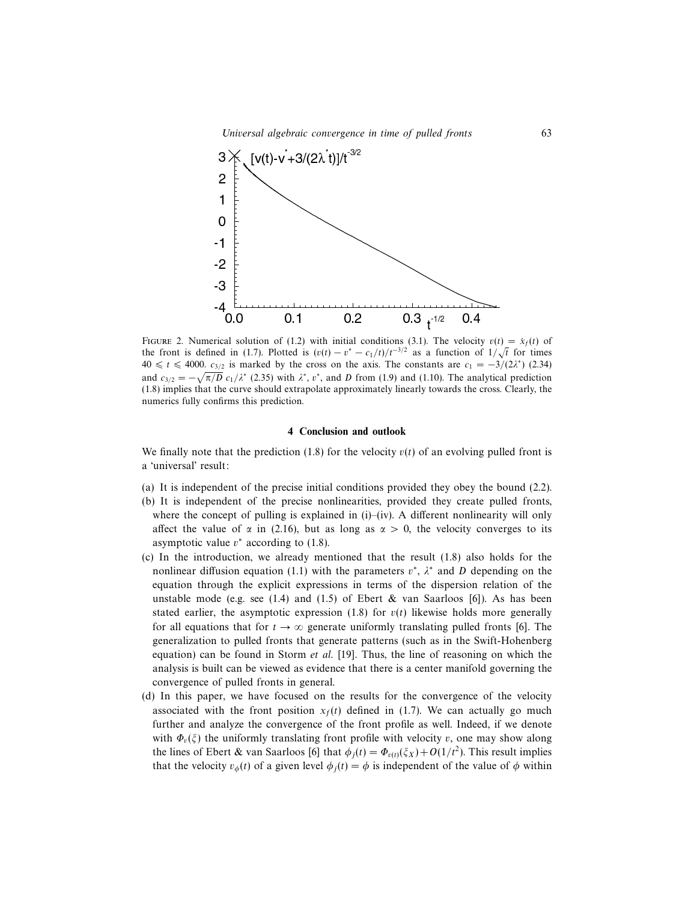FIGURE 2. Numerical solution of (1.2) with initial conditions (3.1). The velocity $v(t) = \dot{x}_f(t)$ of the front is defined in (1.7). Plotted is $(v(t) - v^* - c_1/t)/t^{-3/2}$ as a function of $1/\sqrt{t}$ for times $40 \leqslant t \leqslant 4000$. $c_{3/2}$ is marked by the cross on the axis. The constants are $c_1 = -3/(2\lambda^*)$ (2.34) and $c_{3/2} = -\sqrt{\pi/D}\, c_1/\lambda^*$ (2.35) with $\lambda^*$, $v^*$, and $D$ from (1.9) and (1.10). The analytical prediction (1.8) implies that the curve should extrapolate approximately linearly towards the cross. Clearly, the numerics fully confirms this prediction.

## 4 Conclusion and outlook

We finally note that the prediction (1.8) for the velocity $v(t)$ of an evolving pulled front is a 'universal' result:

(a) It is independent of the precise initial conditions provided they obey the bound (2.2).

(b) It is independent of the precise nonlinearities, provided they create pulled fronts, where the concept of pulling is explained in (i)–(iv). A different nonlinearity will only affect the value of $\alpha$ in (2.16), but as long as $\alpha > 0$, the velocity converges to its asymptotic value $v^*$ according to (1.8).

(c) In the introduction, we already mentioned that the result (1.8) also holds for the nonlinear diffusion equation (1.1) with the parameters $v^*$, $\lambda^*$ and $D$ depending on the equation through the explicit expressions in terms of the dispersion relation of the unstable mode (e.g. see (1.4) and (1.5) of Ebert & van Saarloos [6]). As has been stated earlier, the asymptotic expression (1.8) for $v(t)$ likewise holds more generally for all equations that for $t \to \infty$ generate uniformly translating pulled fronts [6]. The generalization to pulled fronts that generate patterns (such as in the Swift-Hohenberg equation) can be found in Storm *et al.* [19]. Thus, the line of reasoning on which the analysis is built can be viewed as evidence that there is a center manifold governing the convergence of pulled fronts in general.

(d) In this paper, we have focused on the results for the convergence of the velocity associated with the front position $x_f(t)$ defined in (1.7). We can actually go much further and analyze the convergence of the front profile as well. Indeed, if we denote with $\Phi_v(\xi)$ the uniformly translating front profile with velocity $v$, one may show along the lines of Ebert & van Saarloos [6] that $\phi_j(t) = \Phi_{v(t)}(\xi_X) + O(1/t^2)$. This result implies that the velocity $v_\phi(t)$ of a given level $\phi_j(t) = \phi$ is independent of the value of $\phi$ within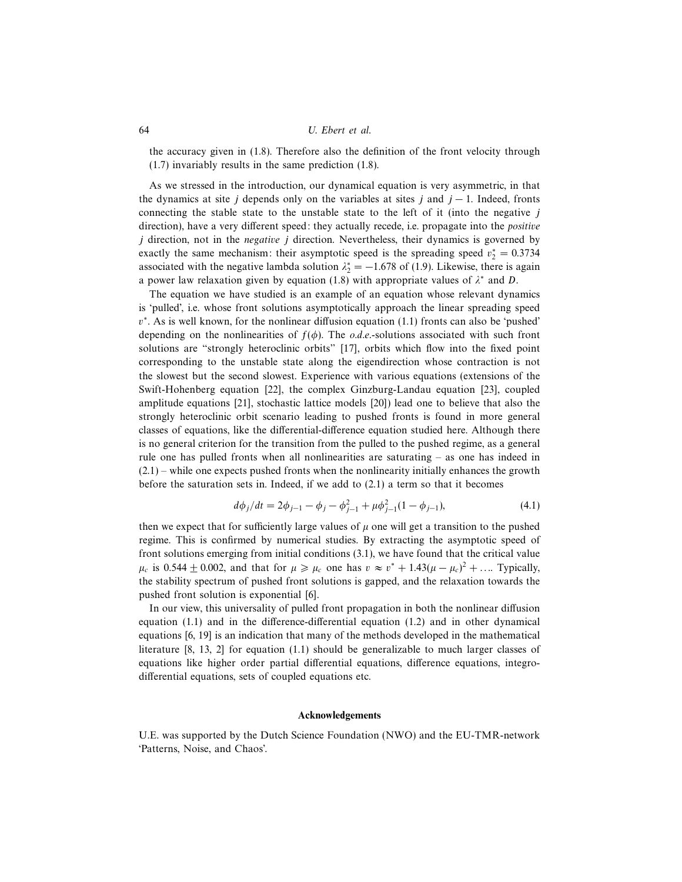the accuracy given in (1.8). Therefore also the definition of the front velocity through (1.7) invariably results in the same prediction (1.8).

As we stressed in the introduction, our dynamical equation is very asymmetric, in that the dynamics at site $j$ depends only on the variables at sites $j$ and $j-1$. Indeed, fronts connecting the stable state to the unstable state to the left of it (into the negative $j$ direction), have a very different speed: they actually recede, i.e. propagate into the *positive* $j$ direction, not in the *negative* $j$ direction. Nevertheless, their dynamics is governed by exactly the same mechanism: their asymptotic speed is the spreading speed $v_2^* = 0.3734$ associated with the negative lambda solution $\lambda_2^* = -1.678$ of (1.9). Likewise, there is again a power law relaxation given by equation (1.8) with appropriate values of $\lambda^*$ and $D$.

The equation we have studied is an example of an equation whose relevant dynamics is 'pulled', i.e. whose front solutions asymptotically approach the linear spreading speed $v^*$. As is well known, for the nonlinear diffusion equation (1.1) fronts can also be 'pushed' depending on the nonlinearities of $f(\phi)$. The *o.d.e.*-solutions associated with such front solutions are "strongly heteroclinic orbits" [17], orbits which flow into the fixed point corresponding to the unstable state along the eigendirection whose contraction is not the slowest but the second slowest. Experience with various equations (extensions of the Swift-Hohenberg equation [22], the complex Ginzburg-Landau equation [23], coupled amplitude equations [21], stochastic lattice models [20]) lead one to believe that also the strongly heteroclinic orbit scenario leading to pushed fronts is found in more general classes of equations, like the differential-difference equation studied here. Although there is no general criterion for the transition from the pulled to the pushed regime, as a general rule one has pulled fronts when all nonlinearities are saturating – as one has indeed in (2.1) – while one expects pushed fronts when the nonlinearity initially enhances the growth before the saturation sets in. Indeed, if we add to (2.1) a term so that it becomes

$$d\phi_j/dt = 2\phi_{j-1} - \phi_j - \phi_{j-1}^2 + \mu\phi_{j-1}^2(1 - \phi_{j-1}), \tag{4.1}$$

then we expect that for sufficiently large values of $\mu$ one will get a transition to the pushed regime. This is confirmed by numerical studies. By extracting the asymptotic speed of front solutions emerging from initial conditions (3.1), we have found that the critical value $\mu_c$ is $0.544 \pm 0.002$, and that for $\mu \geqslant \mu_c$ one has $v \approx v^* + 1.43(\mu - \mu_c)^2 + \ldots$. Typically, the stability spectrum of pushed front solutions is gapped, and the relaxation towards the pushed front solution is exponential [6].

In our view, this universality of pulled front propagation in both the nonlinear diffusion equation (1.1) and in the difference-differential equation (1.2) and in other dynamical equations [6, 19] is an indication that many of the methods developed in the mathematical literature [8, 13, 2] for equation (1.1) should be generalizable to much larger classes of equations like higher order partial differential equations, difference equations, integro-differential equations, sets of coupled equations etc.

**Acknowledgements**

U.E. was supported by the Dutch Science Foundation (NWO) and the EU-TMR-network 'Patterns, Noise, and Chaos'.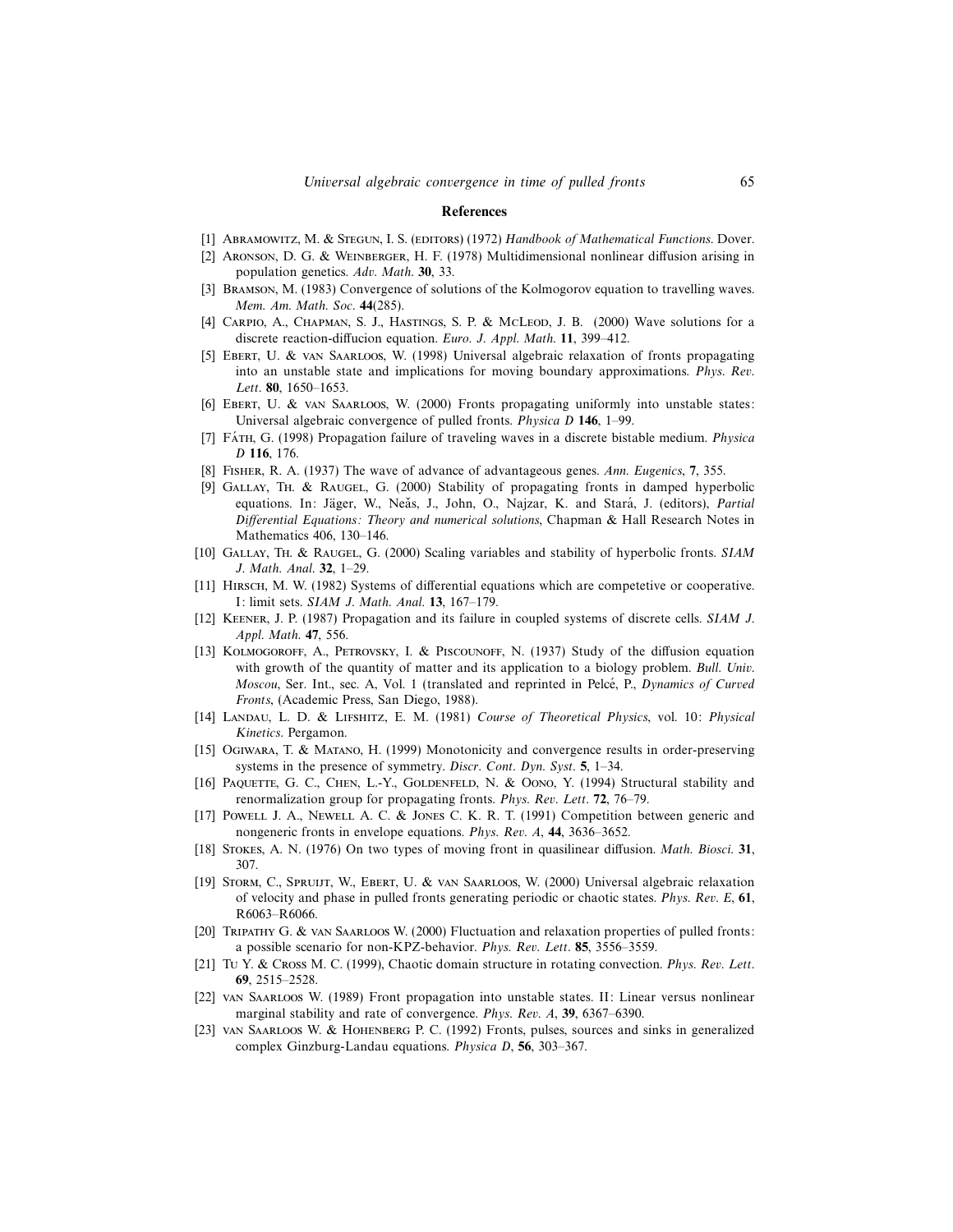## References

[1] Abramowitz, M. & Stegun, I. S. (editors) (1972) *Handbook of Mathematical Functions*. Dover.

[2] Aronson, D. G. & Weinberger, H. F. (1978) Multidimensional nonlinear diffusion arising in population genetics. *Adv. Math.* **30**, 33.

[3] Bramson, M. (1983) Convergence of solutions of the Kolmogorov equation to travelling waves. *Mem. Am. Math. Soc.* **44**(285).

[4] Carpio, A., Chapman, S. J., Hastings, S. P. & McLeod, J. B. (2000) Wave solutions for a discrete reaction-diffucion equation. *Euro. J. Appl. Math.* **11**, 399–412.

[5] Ebert, U. & van Saarloos, W. (1998) Universal algebraic relaxation of fronts propagating into an unstable state and implications for moving boundary approximations. *Phys. Rev. Lett.* **80**, 1650–1653.

[6] Ebert, U. & van Saarloos, W. (2000) Fronts propagating uniformly into unstable states: Universal algebraic convergence of pulled fronts. *Physica D* **146**, 1–99.

[7] Fáth, G. (1998) Propagation failure of traveling waves in a discrete bistable medium. *Physica D* **116**, 176.

[8] Fisher, R. A. (1937) The wave of advance of advantageous genes. *Ann. Eugenics*, **7**, 355.

[9] Gallay, Th. & Raugel, G. (2000) Stability of propagating fronts in damped hyperbolic equations. In: Jäger, W., Nečas, J., John, O., Najzar, K. and Stará, J. (editors), *Partial Differential Equations: Theory and numerical solutions*, Chapman & Hall Research Notes in Mathematics 406, 130–146.

[10] Gallay, Th. & Raugel, G. (2000) Scaling variables and stability of hyperbolic fronts. *SIAM J. Math. Anal.* **32**, 1–29.

[11] Hirsch, M. W. (1982) Systems of differential equations which are competetive or cooperative. I: limit sets. *SIAM J. Math. Anal.* **13**, 167–179.

[12] Keener, J. P. (1987) Propagation and its failure in coupled systems of discrete cells. *SIAM J. Appl. Math.* **47**, 556.

[13] Kolmogoroff, A., Petrovsky, I. & Piscounoff, N. (1937) Study of the diffusion equation with growth of the quantity of matter and its application to a biology problem. *Bull. Univ. Moscou*, Ser. Int., sec. A, Vol. 1 (translated and reprinted in Pelcé, P., *Dynamics of Curved Fronts*, (Academic Press, San Diego, 1988).

[14] Landau, L. D. & Lifshitz, E. M. (1981) *Course of Theoretical Physics*, vol. 10: *Physical Kinetics*. Pergamon.

[15] Ogiwara, T. & Matano, H. (1999) Monotonicity and convergence results in order-preserving systems in the presence of symmetry. *Discr. Cont. Dyn. Syst.* **5**, 1–34.

[16] Paquette, G. C., Chen, L.-Y., Goldenfeld, N. & Oono, Y. (1994) Structural stability and renormalization group for propagating fronts. *Phys. Rev. Lett.* **72**, 76–79.

[17] Powell J. A., Newell A. C. & Jones C. K. R. T. (1991) Competition between generic and nongeneric fronts in envelope equations. *Phys. Rev. A*, **44**, 3636–3652.

[18] Stokes, A. N. (1976) On two types of moving front in quasilinear diffusion. *Math. Biosci.* **31**, 307.

[19] Storm, C., Spruijt, W., Ebert, U. & van Saarloos, W. (2000) Universal algebraic relaxation of velocity and phase in pulled fronts generating periodic or chaotic states. *Phys. Rev. E*, **61**, R6063–R6066.

[20] Tripathy G. & van Saarloos W. (2000) Fluctuation and relaxation properties of pulled fronts: a possible scenario for non-KPZ-behavior. *Phys. Rev. Lett.* **85**, 3556–3559.

[21] Tu Y. & Cross M. C. (1999), Chaotic domain structure in rotating convection. *Phys. Rev. Lett.* **69**, 2515–2528.

[22] van Saarloos W. (1989) Front propagation into unstable states. II: Linear versus nonlinear marginal stability and rate of convergence. *Phys. Rev. A*, **39**, 6367–6390.

[23] van Saarloos W. & Hohenberg P. C. (1992) Fronts, pulses, sources and sinks in generalized complex Ginzburg-Landau equations. *Physica D*, **56**, 303–367.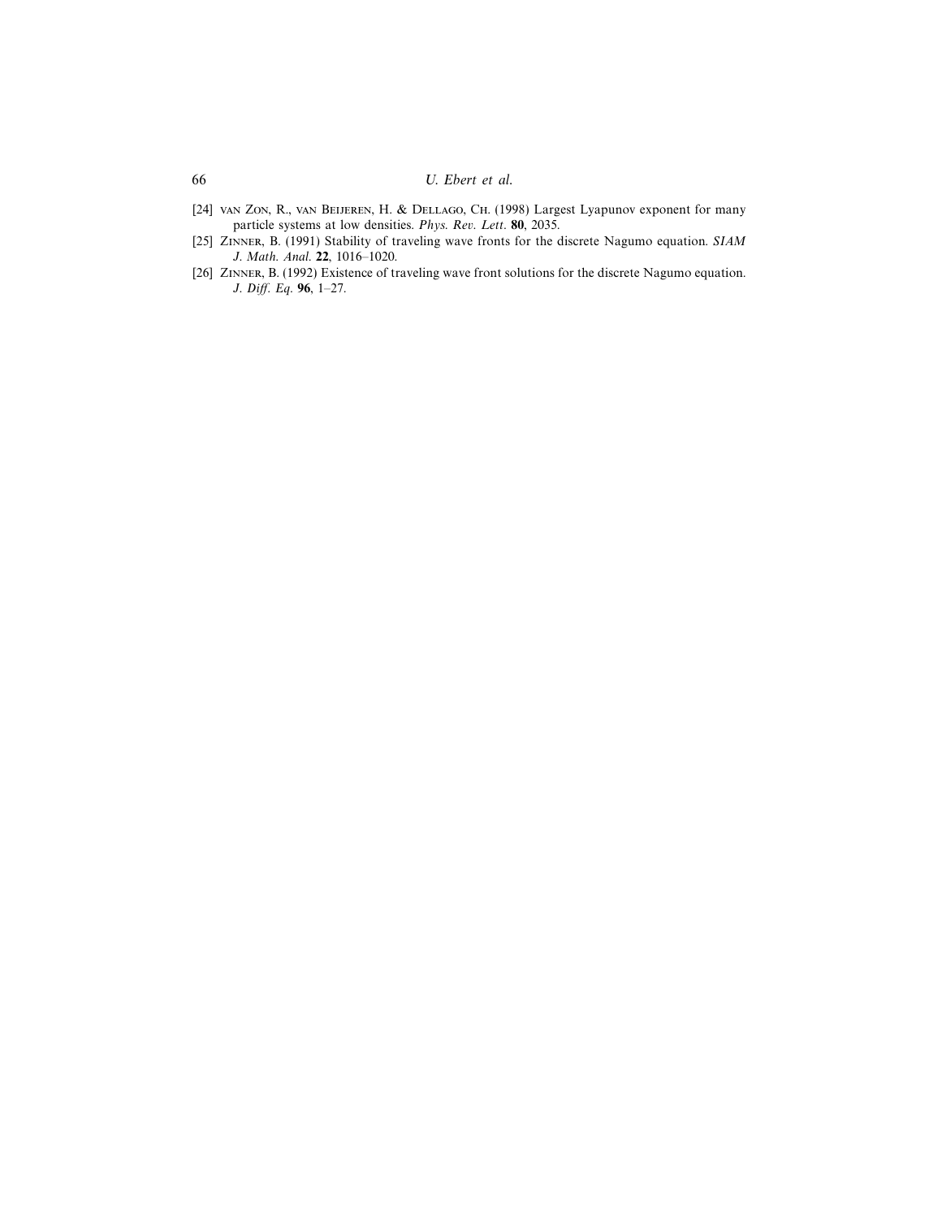[24] van Zon, R., van Beijeren, H. & Dellago, Ch. (1998) Largest Lyapunov exponent for many particle systems at low densities. *Phys. Rev. Lett*. **80**, 2035.

[25] Zinner, B. (1991) Stability of traveling wave fronts for the discrete Nagumo equation. *SIAM J. Math. Anal.* **22**, 1016–1020.

[26] Zinner, B. (1992) Existence of traveling wave front solutions for the discrete Nagumo equation. *J. Diff. Eq.* **96**, 1–27.